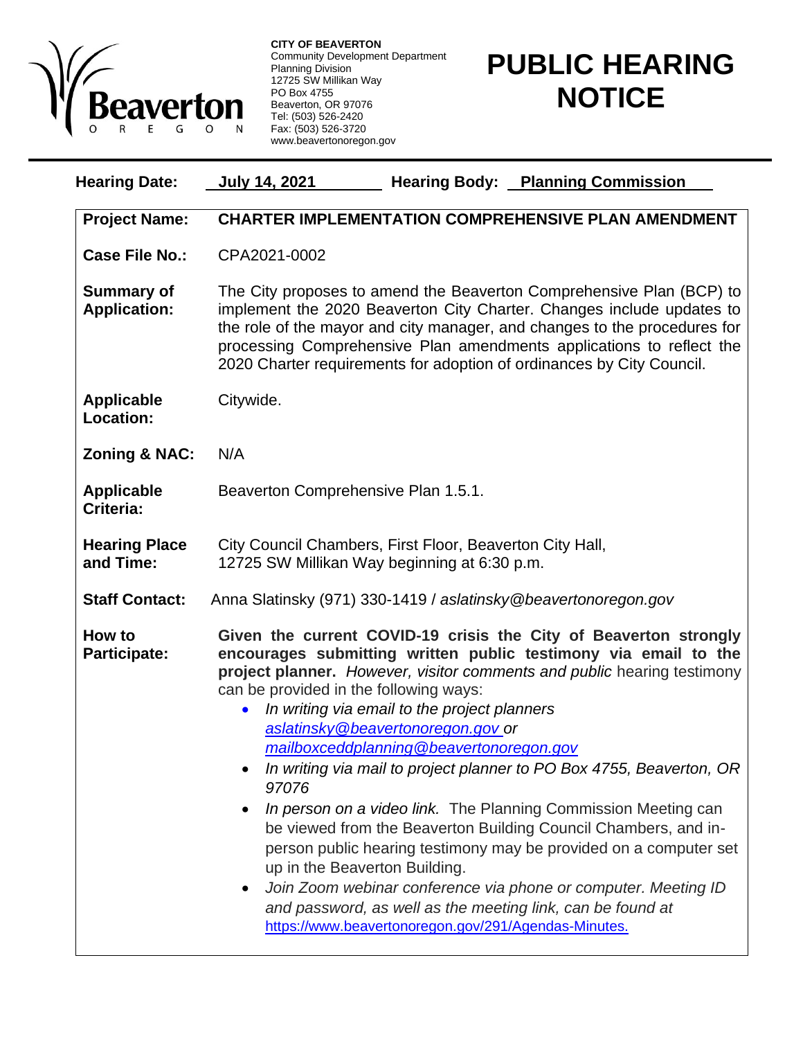**CITY OF BEAVERTON**
Community Development Department
Planning Division
12725 SW Millikan Way
PO Box 4755
Beaverton, OR 97076
Tel: (503) 526-2420
Fax: (503) 526-3720
www.beavertonoregon.gov

# PUBLIC HEARING NOTICE

**Hearing Date:** **July 14, 2021** **Hearing Body:** **Planning Commission**

| | |
|---|---|
| **Project Name:** | **CHARTER IMPLEMENTATION COMPREHENSIVE PLAN AMENDMENT** |
| **Case File No.:** | CPA2021-0002 |
| **Summary of Application:** | The City proposes to amend the Beaverton Comprehensive Plan (BCP) to implement the 2020 Beaverton City Charter. Changes include updates to the role of the mayor and city manager, and changes to the procedures for processing Comprehensive Plan amendments applications to reflect the 2020 Charter requirements for adoption of ordinances by City Council. |
| **Applicable Location:** | Citywide. |
| **Zoning & NAC:** | N/A |
| **Applicable Criteria:** | Beaverton Comprehensive Plan 1.5.1. |
| **Hearing Place and Time:** | City Council Chambers, First Floor, Beaverton City Hall, 12725 SW Millikan Way beginning at 6:30 p.m. |
| **Staff Contact:** | Anna Slatinsky (971) 330-1419 / *aslatinsky@beavertonoregon.gov* |

**How to Participate:**

**Given the current COVID-19 crisis the City of Beaverton strongly encourages submitting written public testimony via email to the project planner.** *However, visitor comments and public* hearing testimony can be provided in the following ways:

- *In writing via email to the project planners aslatinsky@beavertonoregon.gov or mailboxceddplanning@beavertonoregon.gov*
- *In writing via mail to project planner to PO Box 4755, Beaverton, OR 97076*
- *In person on a video link.* The Planning Commission Meeting can be viewed from the Beaverton Building Council Chambers, and in-person public hearing testimony may be provided on a computer set up in the Beaverton Building.
- *Join Zoom webinar conference via phone or computer. Meeting ID and password, as well as the meeting link, can be found at* https://www.beavertonoregon.gov/291/Agendas-Minutes.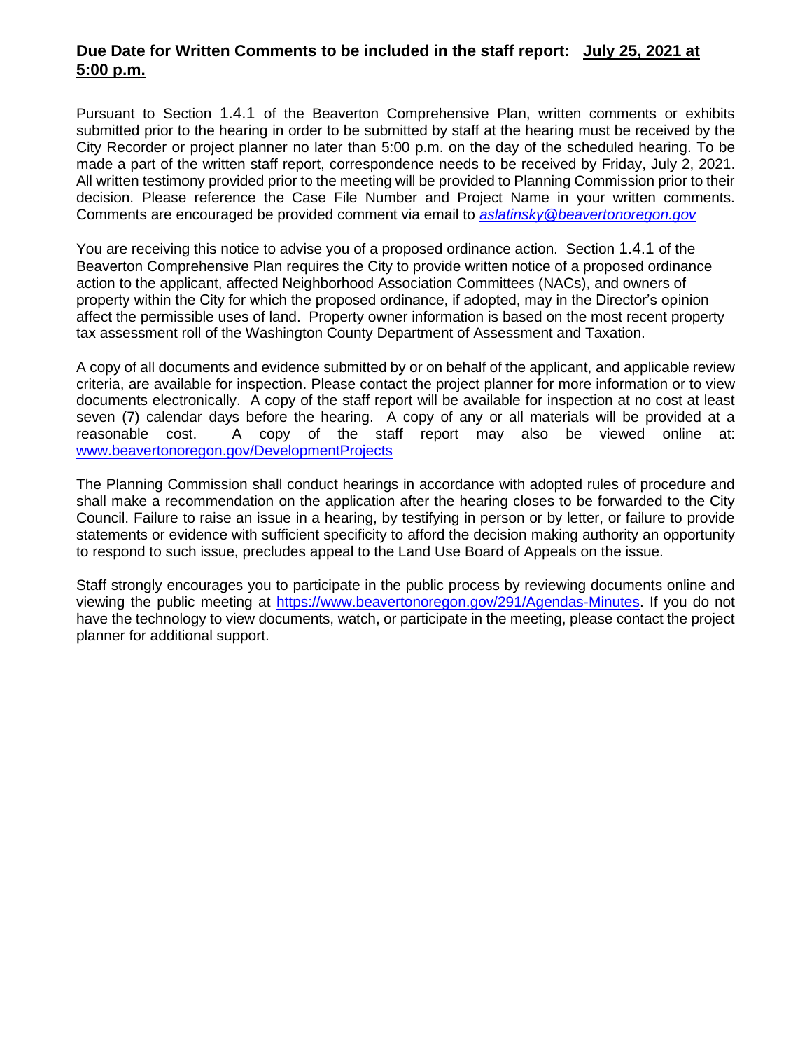**Due Date for Written Comments to be included in the staff report: <u>July 25, 2021 at 5:00 p.m.</u>**

Pursuant to Section 1.4.1 of the Beaverton Comprehensive Plan, written comments or exhibits submitted prior to the hearing in order to be submitted by staff at the hearing must be received by the City Recorder or project planner no later than 5:00 p.m. on the day of the scheduled hearing. To be made a part of the written staff report, correspondence needs to be received by Friday, July 2, 2021. All written testimony provided prior to the meeting will be provided to Planning Commission prior to their decision. Please reference the Case File Number and Project Name in your written comments. Comments are encouraged be provided comment via email to *aslatinsky@beavertonoregon.gov*

You are receiving this notice to advise you of a proposed ordinance action. Section 1.4.1 of the Beaverton Comprehensive Plan requires the City to provide written notice of a proposed ordinance action to the applicant, affected Neighborhood Association Committees (NACs), and owners of property within the City for which the proposed ordinance, if adopted, may in the Director's opinion affect the permissible uses of land. Property owner information is based on the most recent property tax assessment roll of the Washington County Department of Assessment and Taxation.

A copy of all documents and evidence submitted by or on behalf of the applicant, and applicable review criteria, are available for inspection. Please contact the project planner for more information or to view documents electronically. A copy of the staff report will be available for inspection at no cost at least seven (7) calendar days before the hearing. A copy of any or all materials will be provided at a reasonable cost. A copy of the staff report may also be viewed online at: www.beavertonoregon.gov/DevelopmentProjects

The Planning Commission shall conduct hearings in accordance with adopted rules of procedure and shall make a recommendation on the application after the hearing closes to be forwarded to the City Council. Failure to raise an issue in a hearing, by testifying in person or by letter, or failure to provide statements or evidence with sufficient specificity to afford the decision making authority an opportunity to respond to such issue, precludes appeal to the Land Use Board of Appeals on the issue.

Staff strongly encourages you to participate in the public process by reviewing documents online and viewing the public meeting at https://www.beavertonoregon.gov/291/Agendas-Minutes. If you do not have the technology to view documents, watch, or participate in the meeting, please contact the project planner for additional support.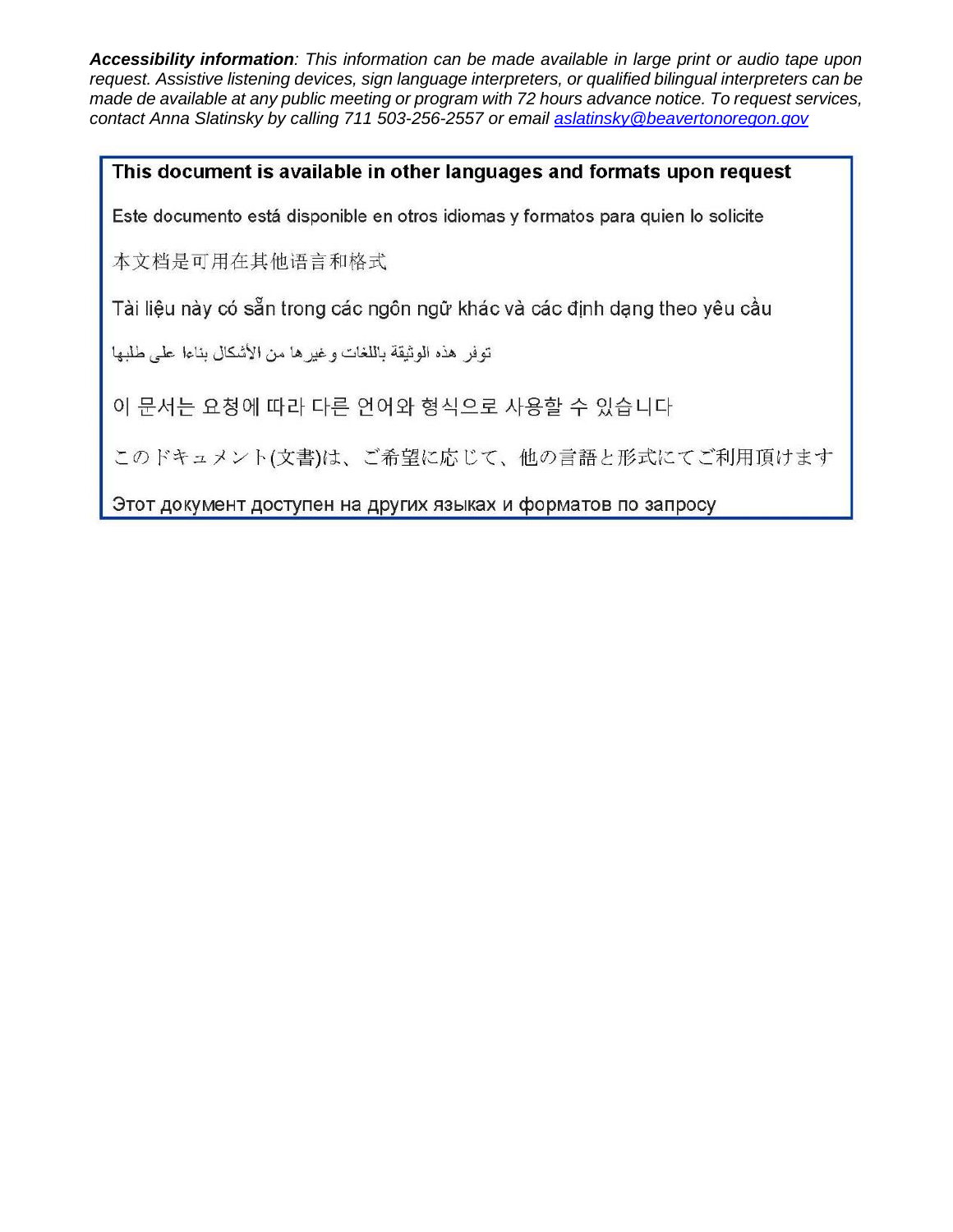***Accessibility information***: *This information can be made available in large print or audio tape upon request. Assistive listening devices, sign language interpreters, or qualified bilingual interpreters can be made de available at any public meeting or program with 72 hours advance notice. To request services, contact Anna Slatinsky by calling 711 503-256-2557 or email [aslatinsky@beavertonoregon.gov](mailto:aslatinsky@beavertonoregon.gov)*

**This document is available in other languages and formats upon request**

Este documento está disponible en otros idiomas y formatos para quien lo solicite

本文档是可用在其他语言和格式

Tài liệu này có sẵn trong các ngôn ngữ khác và các định dạng theo yêu cầu

توفر هذه الوثيقة باللغات وغيرها من الأشكال بناءا على طلبها

이 문서는 요청에 따라 다른 언어와 형식으로 사용할 수 있습니다

このドキュメント(文書)は、ご希望に応じて、他の言語と形式にてご利用頂けます

Этот документ доступен на других языках и форматов по запросу